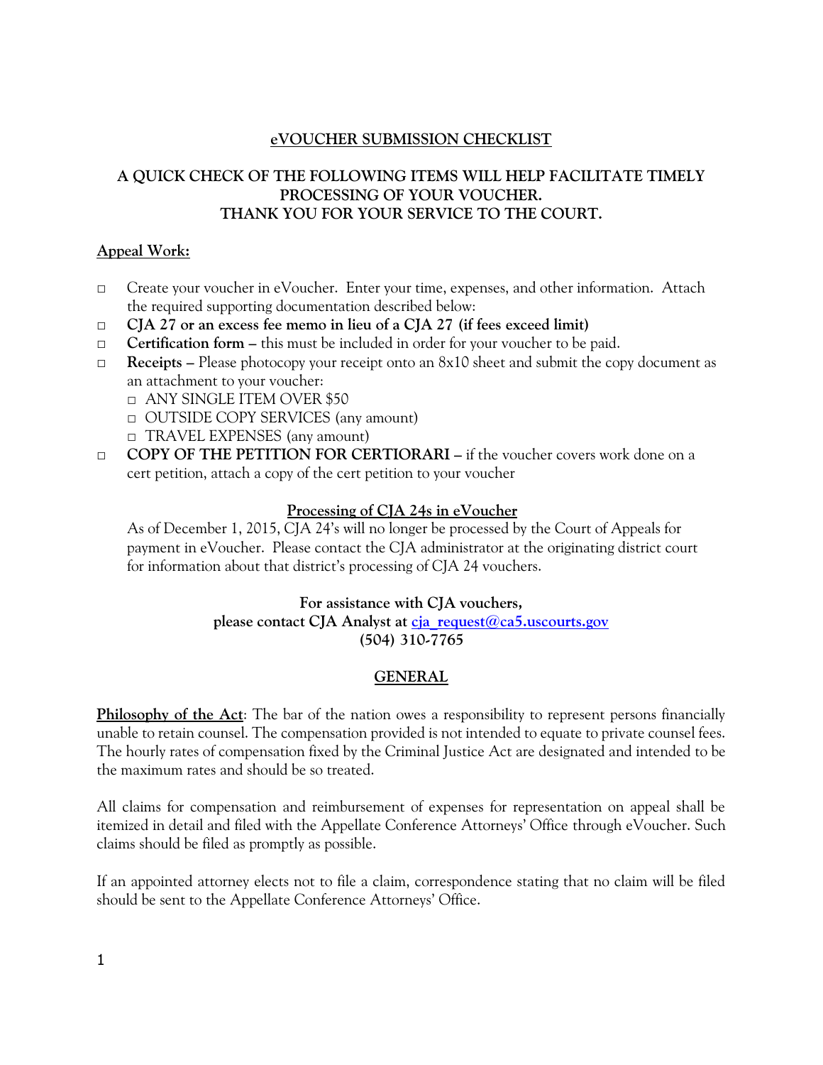## eVOUCHER SUBMISSION CHECKLIST

### A QUICK CHECK OF THE FOLLOWING ITEMS WILL HELP FACILITATE TIMELY PROCESSING OF YOUR VOUCHER. THANK YOU FOR YOUR SERVICE TO THE COURT.

**Appeal Work:**

- □ Create your voucher in eVoucher. Enter your time, expenses, and other information. Attach the required supporting documentation described below:
- □ **CJA 27 or an excess fee memo in lieu of a CJA 27 (if fees exceed limit)**
- □ **Certification form –** this must be included in order for your voucher to be paid.
- □ **Receipts –** Please photocopy your receipt onto an 8x10 sheet and submit the copy document as an attachment to your voucher:
  - □ ANY SINGLE ITEM OVER $50
  - □ OUTSIDE COPY SERVICES (any amount)
  - □ TRAVEL EXPENSES (any amount)
- □ **COPY OF THE PETITION FOR CERTIORARI –** if the voucher covers work done on a cert petition, attach a copy of the cert petition to your voucher

**Processing of CJA 24s in eVoucher**

As of December 1, 2015, CJA 24's will no longer be processed by the Court of Appeals for payment in eVoucher. Please contact the CJA administrator at the originating district court for information about that district's processing of CJA 24 vouchers.

**For assistance with CJA vouchers,**
**please contact CJA Analyst at cja_request@ca5.uscourts.gov**
**(504) 310-7765**

## GENERAL

**Philosophy of the Act**: The bar of the nation owes a responsibility to represent persons financially unable to retain counsel. The compensation provided is not intended to equate to private counsel fees. The hourly rates of compensation fixed by the Criminal Justice Act are designated and intended to be the maximum rates and should be so treated.

All claims for compensation and reimbursement of expenses for representation on appeal shall be itemized in detail and filed with the Appellate Conference Attorneys' Office through eVoucher. Such claims should be filed as promptly as possible.

If an appointed attorney elects not to file a claim, correspondence stating that no claim will be filed should be sent to the Appellate Conference Attorneys' Office.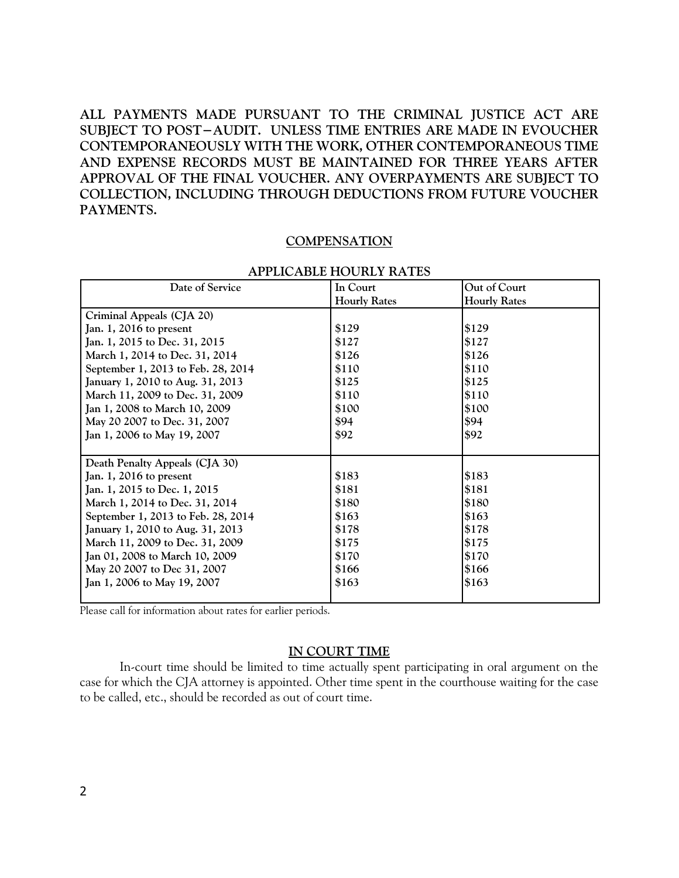**ALL PAYMENTS MADE PURSUANT TO THE CRIMINAL JUSTICE ACT ARE SUBJECT TO POST—AUDIT. UNLESS TIME ENTRIES ARE MADE IN EVOUCHER CONTEMPORANEOUSLY WITH THE WORK, OTHER CONTEMPORANEOUS TIME AND EXPENSE RECORDS MUST BE MAINTAINED FOR THREE YEARS AFTER APPROVAL OF THE FINAL VOUCHER. ANY OVERPAYMENTS ARE SUBJECT TO COLLECTION, INCLUDING THROUGH DEDUCTIONS FROM FUTURE VOUCHER PAYMENTS.**

## COMPENSATION

**APPLICABLE HOURLY RATES**

| Date of Service | In Court Hourly Rates | Out of Court Hourly Rates |
|---|---|---|
| **Criminal Appeals (CJA 20)** | | |
| Jan. 1, 2016 to present | $129 | $129 |
| Jan. 1, 2015 to Dec. 31, 2015 | $127 | $127 |
| March 1, 2014 to Dec. 31, 2014 | $126 | $126 |
| September 1, 2013 to Feb. 28, 2014 | $110 | $110 |
| January 1, 2010 to Aug. 31, 2013 | $125 | $125 |
| March 11, 2009 to Dec. 31, 2009 | $110 | $110 |
| Jan 1, 2008 to March 10, 2009 | $100 | $100 |
| May 20 2007 to Dec. 31, 2007 | $94 | $94 |
| Jan 1, 2006 to May 19, 2007 | $92 | $92 |
| **Death Penalty Appeals (CJA 30)** | | |
| Jan. 1, 2016 to present | $183 | $183 |
| Jan. 1, 2015 to Dec. 1, 2015 | $181 | $181 |
| March 1, 2014 to Dec. 31, 2014 | $180 | $180 |
| September 1, 2013 to Feb. 28, 2014 | $163 | $163 |
| January 1, 2010 to Aug. 31, 2013 | $178 | $178 |
| March 11, 2009 to Dec. 31, 2009 | $175 | $175 |
| Jan 01, 2008 to March 10, 2009 | $170 | $170 |
| May 20 2007 to Dec 31, 2007 | $166 | $166 |
| Jan 1, 2006 to May 19, 2007 | $163 | $163 |

Please call for information about rates for earlier periods.

## IN COURT TIME

In-court time should be limited to time actually spent participating in oral argument on the case for which the CJA attorney is appointed. Other time spent in the courthouse waiting for the case to be called, etc., should be recorded as out of court time.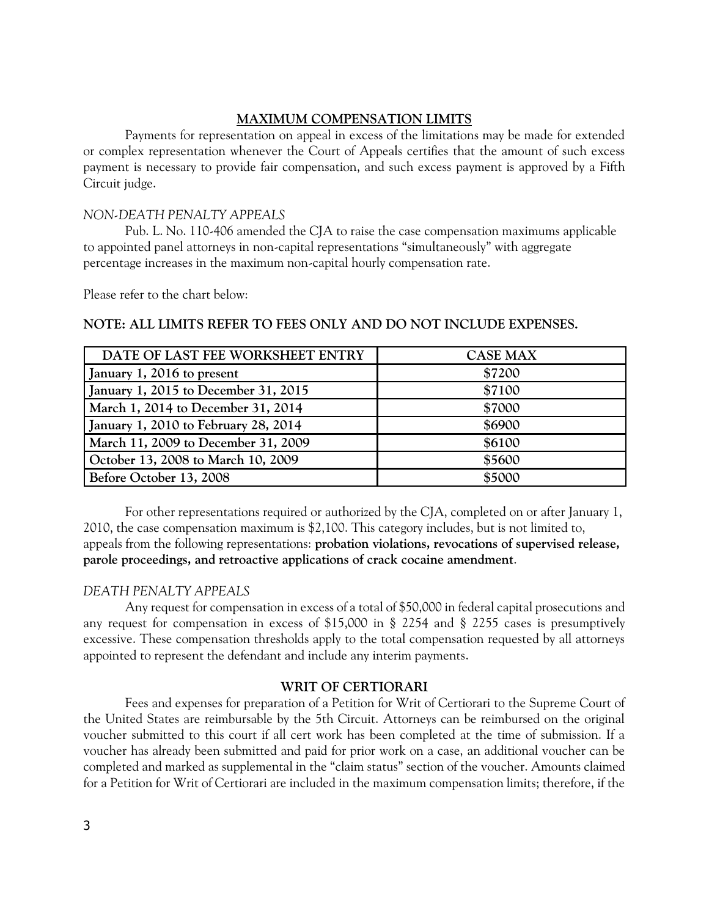## MAXIMUM COMPENSATION LIMITS

Payments for representation on appeal in excess of the limitations may be made for extended or complex representation whenever the Court of Appeals certifies that the amount of such excess payment is necessary to provide fair compensation, and such excess payment is approved by a Fifth Circuit judge.

*NON-DEATH PENALTY APPEALS*

Pub. L. No. 110-406 amended the CJA to raise the case compensation maximums applicable to appointed panel attorneys in non-capital representations "simultaneously" with aggregate percentage increases in the maximum non-capital hourly compensation rate.

Please refer to the chart below:

**NOTE: ALL LIMITS REFER TO FEES ONLY AND DO NOT INCLUDE EXPENSES.**

| DATE OF LAST FEE WORKSHEET ENTRY | CASE MAX |
|---|---|
| January 1, 2016 to present | $7200 |
| January 1, 2015 to December 31, 2015 | $7100 |
| March 1, 2014 to December 31, 2014 | $7000 |
| January 1, 2010 to February 28, 2014 | $6900 |
| March 11, 2009 to December 31, 2009 | $6100 |
| October 13, 2008 to March 10, 2009 | $5600 |
| Before October 13, 2008 | $5000 |

For other representations required or authorized by the CJA, completed on or after January 1, 2010, the case compensation maximum is $2,100. This category includes, but is not limited to, appeals from the following representations: **probation violations, revocations of supervised release, parole proceedings, and retroactive applications of crack cocaine amendment**.

*DEATH PENALTY APPEALS*

Any request for compensation in excess of a total of $50,000 in federal capital prosecutions and any request for compensation in excess of $15,000 in § 2254 and § 2255 cases is presumptively excessive. These compensation thresholds apply to the total compensation requested by all attorneys appointed to represent the defendant and include any interim payments.

## WRIT OF CERTIORARI

Fees and expenses for preparation of a Petition for Writ of Certiorari to the Supreme Court of the United States are reimbursable by the 5th Circuit. Attorneys can be reimbursed on the original voucher submitted to this court if all cert work has been completed at the time of submission. If a voucher has already been submitted and paid for prior work on a case, an additional voucher can be completed and marked as supplemental in the "claim status" section of the voucher. Amounts claimed for a Petition for Writ of Certiorari are included in the maximum compensation limits; therefore, if the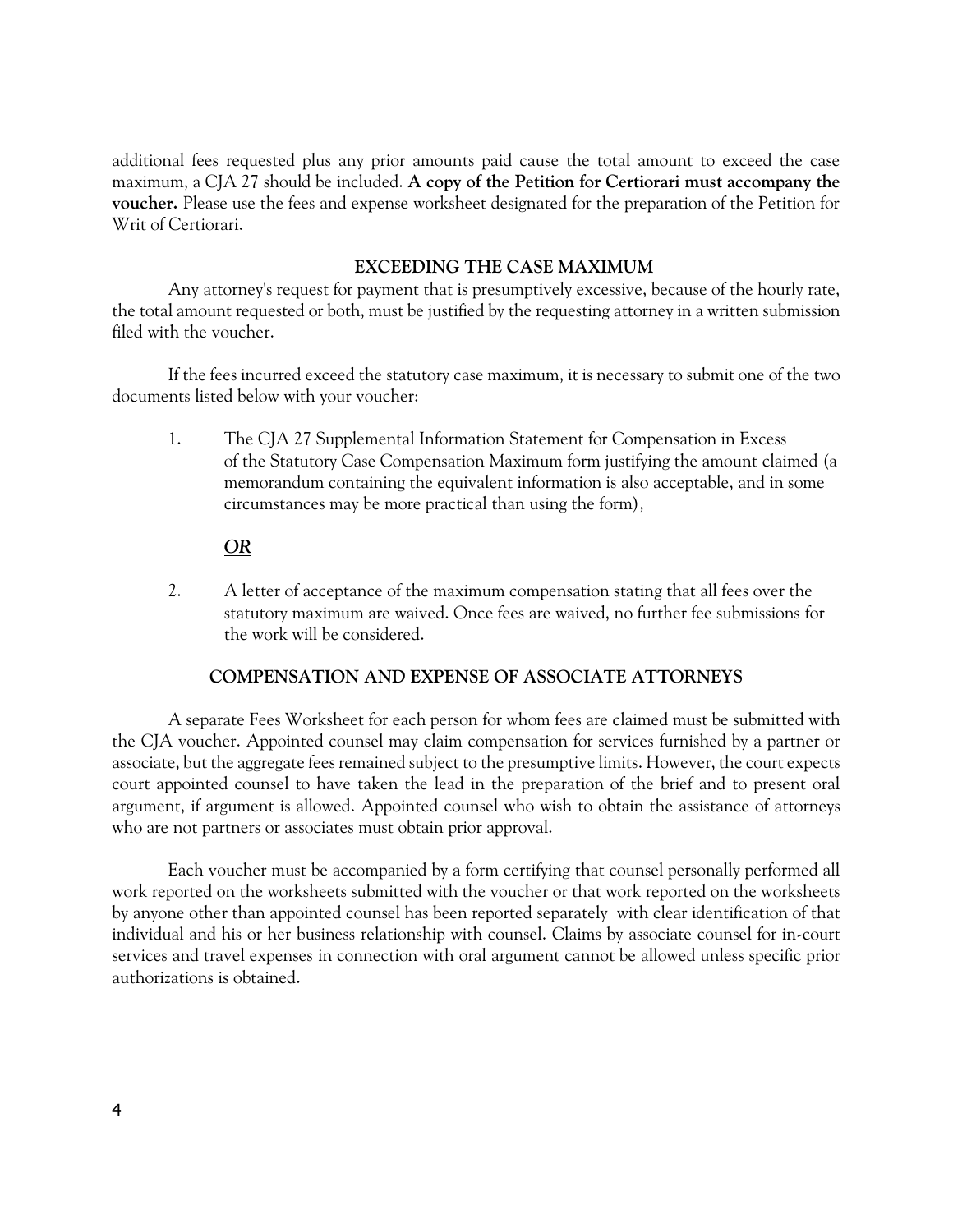additional fees requested plus any prior amounts paid cause the total amount to exceed the case maximum, a CJA 27 should be included. **A copy of the Petition for Certiorari must accompany the voucher.** Please use the fees and expense worksheet designated for the preparation of the Petition for Writ of Certiorari.

## EXCEEDING THE CASE MAXIMUM

Any attorney's request for payment that is presumptively excessive, because of the hourly rate, the total amount requested or both, must be justified by the requesting attorney in a written submission filed with the voucher.

If the fees incurred exceed the statutory case maximum, it is necessary to submit one of the two documents listed below with your voucher:

1. The CJA 27 Supplemental Information Statement for Compensation in Excess of the Statutory Case Compensation Maximum form justifying the amount claimed (a memorandum containing the equivalent information is also acceptable, and in some circumstances may be more practical than using the form),

   ***OR***

2. A letter of acceptance of the maximum compensation stating that all fees over the statutory maximum are waived. Once fees are waived, no further fee submissions for the work will be considered.

## COMPENSATION AND EXPENSE OF ASSOCIATE ATTORNEYS

A separate Fees Worksheet for each person for whom fees are claimed must be submitted with the CJA voucher. Appointed counsel may claim compensation for services furnished by a partner or associate, but the aggregate fees remained subject to the presumptive limits. However, the court expects court appointed counsel to have taken the lead in the preparation of the brief and to present oral argument, if argument is allowed. Appointed counsel who wish to obtain the assistance of attorneys who are not partners or associates must obtain prior approval.

Each voucher must be accompanied by a form certifying that counsel personally performed all work reported on the worksheets submitted with the voucher or that work reported on the worksheets by anyone other than appointed counsel has been reported separately with clear identification of that individual and his or her business relationship with counsel. Claims by associate counsel for in-court services and travel expenses in connection with oral argument cannot be allowed unless specific prior authorizations is obtained.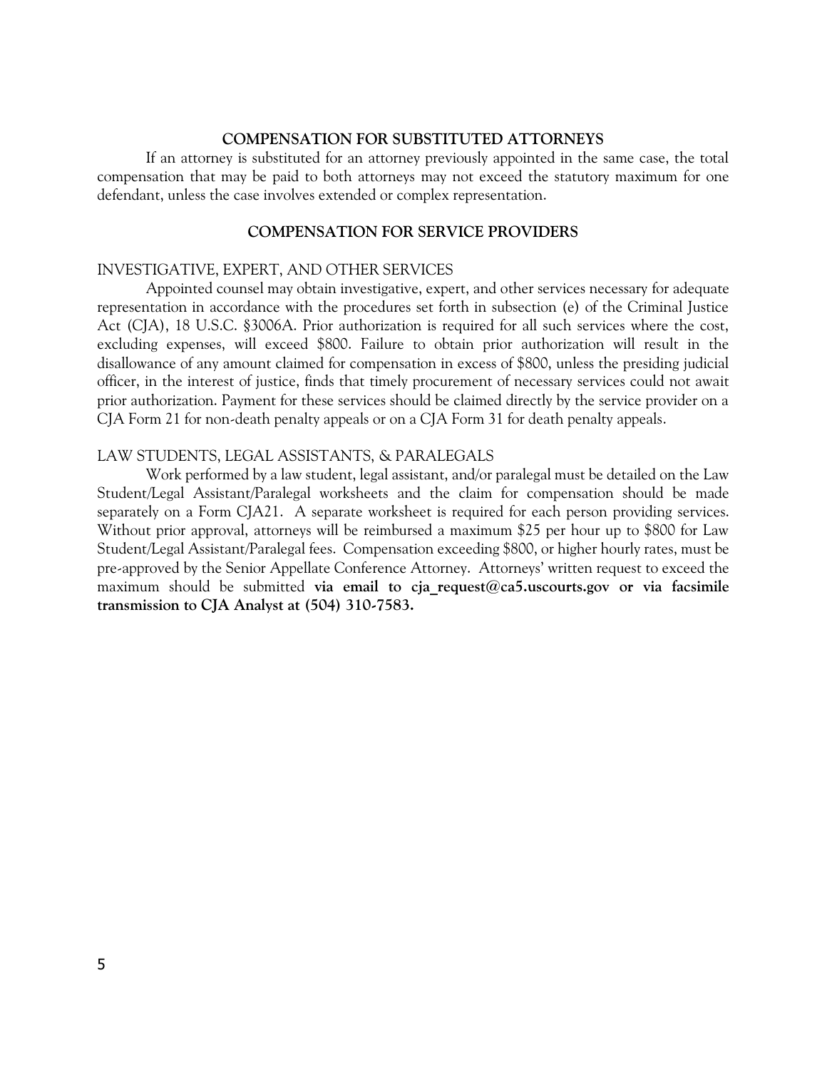## COMPENSATION FOR SUBSTITUTED ATTORNEYS

If an attorney is substituted for an attorney previously appointed in the same case, the total compensation that may be paid to both attorneys may not exceed the statutory maximum for one defendant, unless the case involves extended or complex representation.

## COMPENSATION FOR SERVICE PROVIDERS

### INVESTIGATIVE, EXPERT, AND OTHER SERVICES

Appointed counsel may obtain investigative, expert, and other services necessary for adequate representation in accordance with the procedures set forth in subsection (e) of the Criminal Justice Act (CJA), 18 U.S.C. §3006A. Prior authorization is required for all such services where the cost, excluding expenses, will exceed $800. Failure to obtain prior authorization will result in the disallowance of any amount claimed for compensation in excess of $800, unless the presiding judicial officer, in the interest of justice, finds that timely procurement of necessary services could not await prior authorization. Payment for these services should be claimed directly by the service provider on a CJA Form 21 for non-death penalty appeals or on a CJA Form 31 for death penalty appeals.

### LAW STUDENTS, LEGAL ASSISTANTS, & PARALEGALS

Work performed by a law student, legal assistant, and/or paralegal must be detailed on the Law Student/Legal Assistant/Paralegal worksheets and the claim for compensation should be made separately on a Form CJA21. A separate worksheet is required for each person providing services. Without prior approval, attorneys will be reimbursed a maximum $25 per hour up to $800 for Law Student/Legal Assistant/Paralegal fees. Compensation exceeding $800, or higher hourly rates, must be pre-approved by the Senior Appellate Conference Attorney. Attorneys' written request to exceed the maximum should be submitted **via email to cja_request@ca5.uscourts.gov or via facsimile transmission to CJA Analyst at (504) 310-7583.**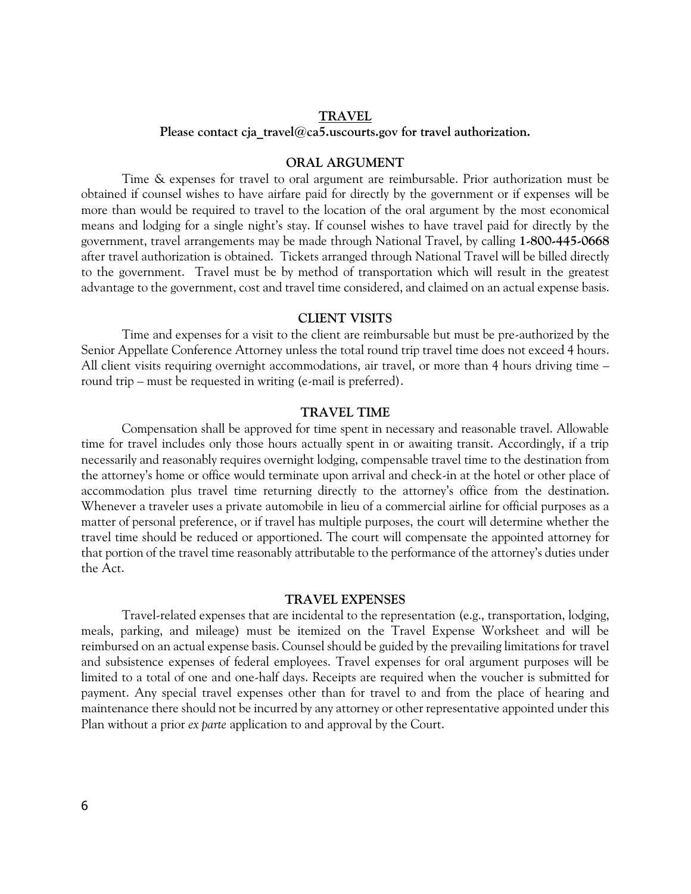## TRAVEL

**Please contact cja_travel@ca5.uscourts.gov for travel authorization.**

### ORAL ARGUMENT

Time & expenses for travel to oral argument are reimbursable. Prior authorization must be obtained if counsel wishes to have airfare paid for directly by the government or if expenses will be more than would be required to travel to the location of the oral argument by the most economical means and lodging for a single night's stay. If counsel wishes to have travel paid for directly by the government, travel arrangements may be made through National Travel, by calling **1-800-445-0668** after travel authorization is obtained. Tickets arranged through National Travel will be billed directly to the government. Travel must be by method of transportation which will result in the greatest advantage to the government, cost and travel time considered, and claimed on an actual expense basis.

### CLIENT VISITS

Time and expenses for a visit to the client are reimbursable but must be pre-authorized by the Senior Appellate Conference Attorney unless the total round trip travel time does not exceed 4 hours. All client visits requiring overnight accommodations, air travel, or more than 4 hours driving time – round trip – must be requested in writing (e-mail is preferred).

### TRAVEL TIME

Compensation shall be approved for time spent in necessary and reasonable travel. Allowable time for travel includes only those hours actually spent in or awaiting transit. Accordingly, if a trip necessarily and reasonably requires overnight lodging, compensable travel time to the destination from the attorney's home or office would terminate upon arrival and check-in at the hotel or other place of accommodation plus travel time returning directly to the attorney's office from the destination. Whenever a traveler uses a private automobile in lieu of a commercial airline for official purposes as a matter of personal preference, or if travel has multiple purposes, the court will determine whether the travel time should be reduced or apportioned. The court will compensate the appointed attorney for that portion of the travel time reasonably attributable to the performance of the attorney's duties under the Act.

### TRAVEL EXPENSES

Travel-related expenses that are incidental to the representation (e.g., transportation, lodging, meals, parking, and mileage) must be itemized on the Travel Expense Worksheet and will be reimbursed on an actual expense basis. Counsel should be guided by the prevailing limitations for travel and subsistence expenses of federal employees. Travel expenses for oral argument purposes will be limited to a total of one and one-half days. Receipts are required when the voucher is submitted for payment. Any special travel expenses other than for travel to and from the place of hearing and maintenance there should not be incurred by any attorney or other representative appointed under this Plan without a prior *ex parte* application to and approval by the Court.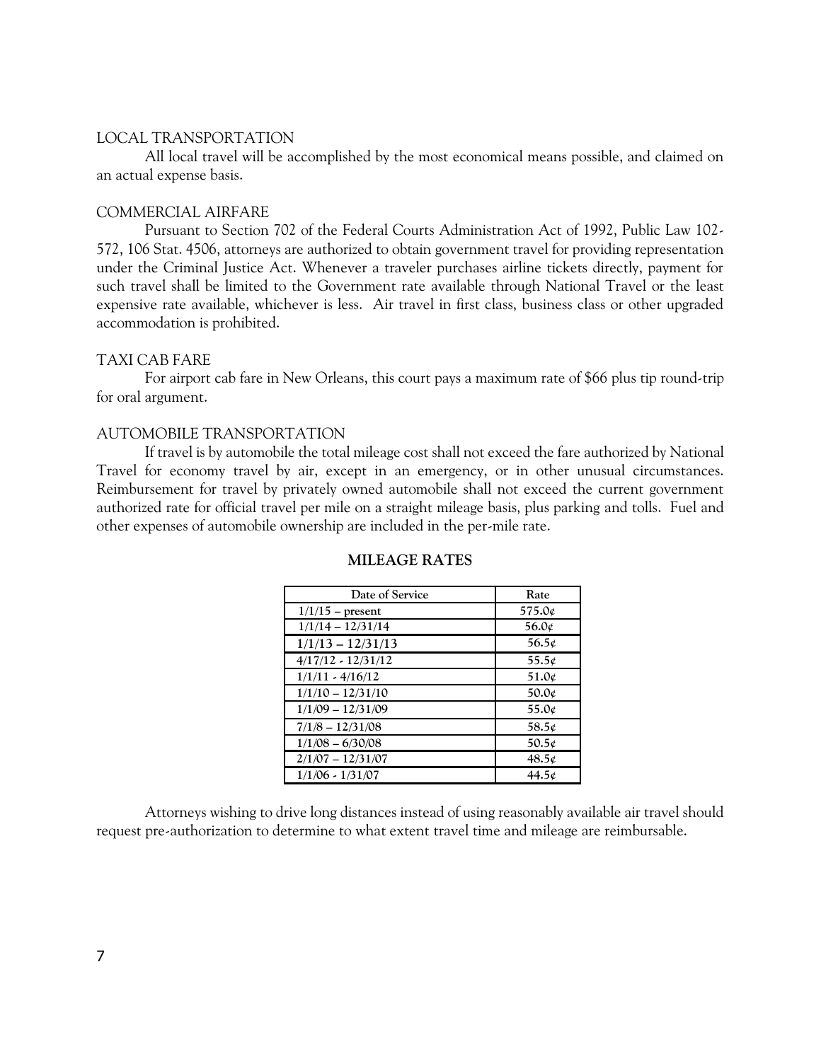LOCAL TRANSPORTATION

All local travel will be accomplished by the most economical means possible, and claimed on an actual expense basis.

COMMERCIAL AIRFARE

Pursuant to Section 702 of the Federal Courts Administration Act of 1992, Public Law 102-572, 106 Stat. 4506, attorneys are authorized to obtain government travel for providing representation under the Criminal Justice Act. Whenever a traveler purchases airline tickets directly, payment for such travel shall be limited to the Government rate available through National Travel or the least expensive rate available, whichever is less. Air travel in first class, business class or other upgraded accommodation is prohibited.

TAXI CAB FARE

For airport cab fare in New Orleans, this court pays a maximum rate of $66 plus tip round-trip for oral argument.

AUTOMOBILE TRANSPORTATION

If travel is by automobile the total mileage cost shall not exceed the fare authorized by National Travel for economy travel by air, except in an emergency, or in other unusual circumstances. Reimbursement for travel by privately owned automobile shall not exceed the current government authorized rate for official travel per mile on a straight mileage basis, plus parking and tolls. Fuel and other expenses of automobile ownership are included in the per-mile rate.

**MILEAGE RATES**

| Date of Service | Rate |
|---|---|
| 1/1/15 – present | 575.0¢ |
| 1/1/14 – 12/31/14 | 56.0¢ |
| 1/1/13 – 12/31/13 | 56.5¢ |
| 4/17/12 - 12/31/12 | 55.5¢ |
| 1/1/11 - 4/16/12 | 51.0¢ |
| 1/1/10 – 12/31/10 | 50.0¢ |
| 1/1/09 – 12/31/09 | 55.0¢ |
| 7/1/8 – 12/31/08 | 58.5¢ |
| 1/1/08 – 6/30/08 | 50.5¢ |
| 2/1/07 – 12/31/07 | 48.5¢ |
| 1/1/06 - 1/31/07 | 44.5¢ |

Attorneys wishing to drive long distances instead of using reasonably available air travel should request pre-authorization to determine to what extent travel time and mileage are reimbursable.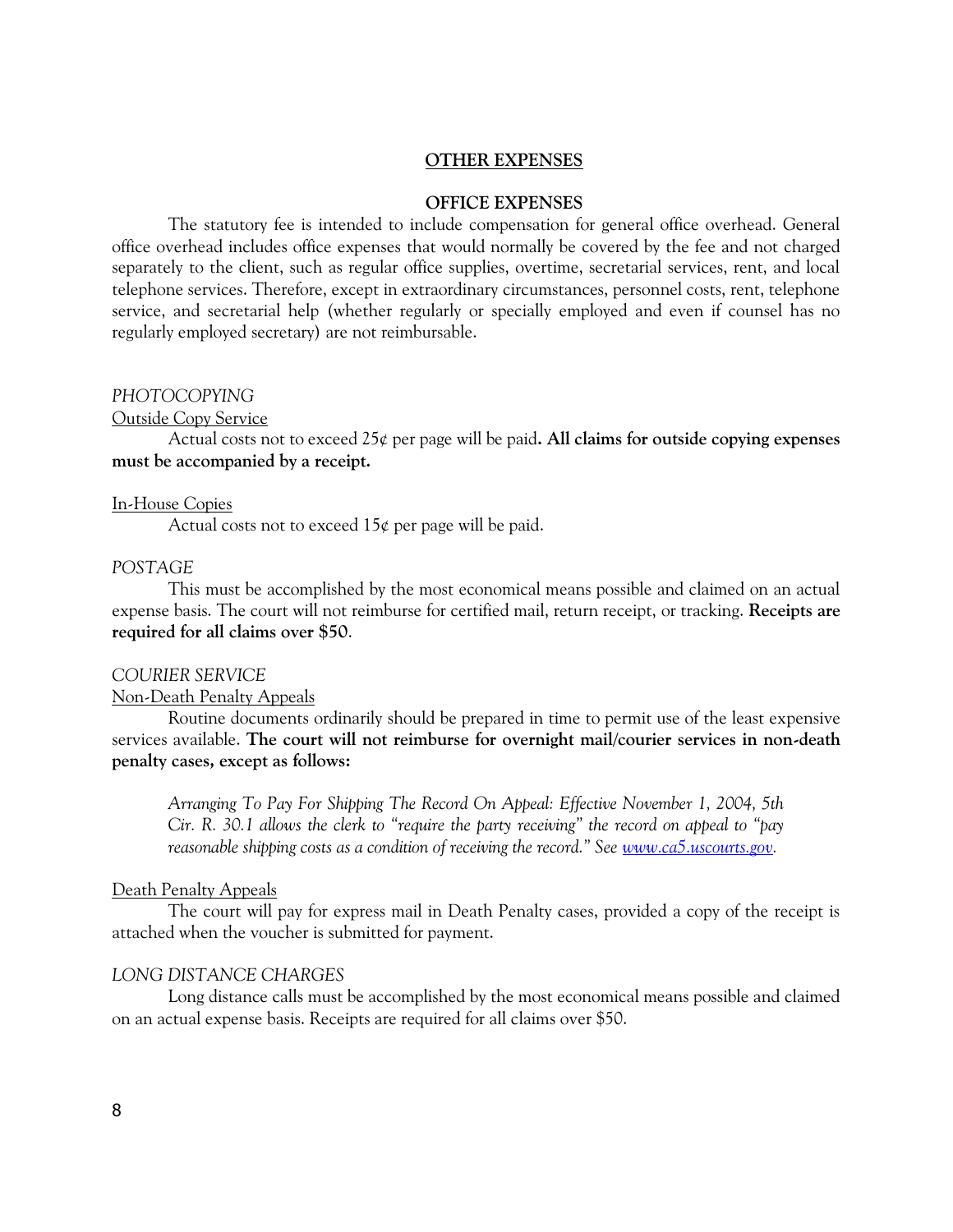## OTHER EXPENSES

### OFFICE EXPENSES

The statutory fee is intended to include compensation for general office overhead. General office overhead includes office expenses that would normally be covered by the fee and not charged separately to the client, such as regular office supplies, overtime, secretarial services, rent, and local telephone services. Therefore, except in extraordinary circumstances, personnel costs, rent, telephone service, and secretarial help (whether regularly or specially employed and even if counsel has no regularly employed secretary) are not reimbursable.

*PHOTOCOPYING*

Outside Copy Service

Actual costs not to exceed 25¢ per page will be paid**. All claims for outside copying expenses must be accompanied by a receipt.**

In-House Copies

Actual costs not to exceed 15¢ per page will be paid.

*POSTAGE*

This must be accomplished by the most economical means possible and claimed on an actual expense basis. The court will not reimburse for certified mail, return receipt, or tracking. **Receipts are required for all claims over $50**.

*COURIER SERVICE*

Non-Death Penalty Appeals

Routine documents ordinarily should be prepared in time to permit use of the least expensive services available. **The court will not reimburse for overnight mail/courier services in non-death penalty cases, except as follows:**

> *Arranging To Pay For Shipping The Record On Appeal: Effective November 1, 2004, 5th Cir. R. 30.1 allows the clerk to "require the party receiving" the record on appeal to "pay reasonable shipping costs as a condition of receiving the record." See www.ca5.uscourts.gov.*

Death Penalty Appeals

The court will pay for express mail in Death Penalty cases, provided a copy of the receipt is attached when the voucher is submitted for payment.

*LONG DISTANCE CHARGES*

Long distance calls must be accomplished by the most economical means possible and claimed on an actual expense basis. Receipts are required for all claims over $50.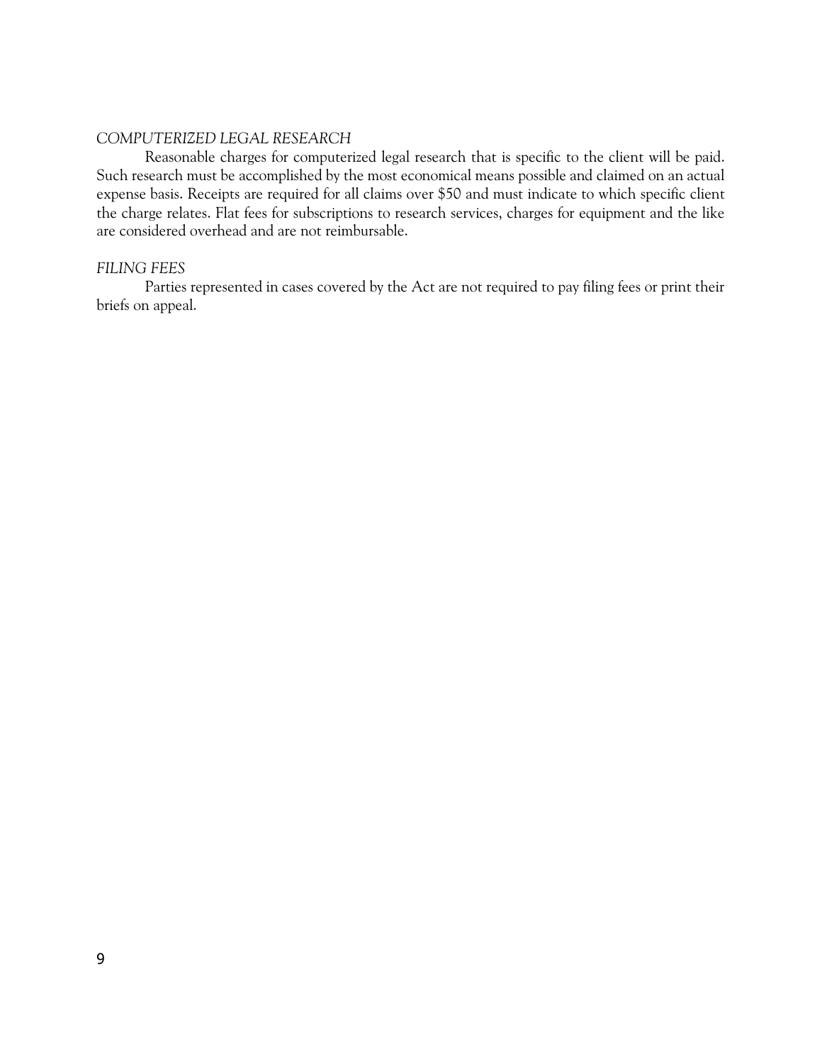*COMPUTERIZED LEGAL RESEARCH*

Reasonable charges for computerized legal research that is specific to the client will be paid. Such research must be accomplished by the most economical means possible and claimed on an actual expense basis. Receipts are required for all claims over $50 and must indicate to which specific client the charge relates. Flat fees for subscriptions to research services, charges for equipment and the like are considered overhead and are not reimbursable.

*FILING FEES*

Parties represented in cases covered by the Act are not required to pay filing fees or print their briefs on appeal.